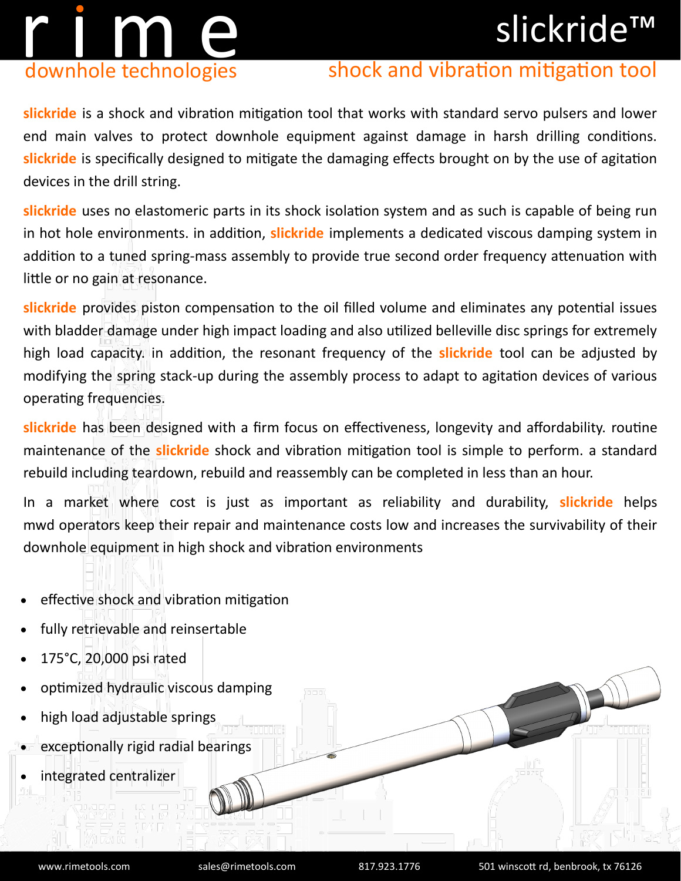# rime

downhole technologies

# slickride™

## shock and vibration mitigation tool

**slickride** is a shock and vibration mitigation tool that works with standard servo pulsers and lower end main valves to protect downhole equipment against damage in harsh drilling conditions. **slickride** is specifically designed to mitigate the damaging effects brought on by the use of agitation devices in the drill string.

**slickride** uses no elastomeric parts in its shock isolation system and as such is capable of being run in hot hole environments. in addition, **slickride** implements a dedicated viscous damping system in addition to a tuned spring-mass assembly to provide true second order frequency attenuation with little or no gain at resonance.

**slickride** provides piston compensation to the oil filled volume and eliminates any potential issues with bladder damage under high impact loading and also utilized belleville disc springs for extremely high load capacity. in addition, the resonant frequency of the **slickride** tool can be adjusted by modifying the spring stack-up during the assembly process to adapt to agitation devices of various operating frequencies.

**slickride** has been designed with a firm focus on effectiveness, longevity and affordability. routine maintenance of the **slickride** shock and vibration mitigation tool is simple to perform. a standard rebuild including teardown, rebuild and reassembly can be completed in less than an hour.

In a market where cost is just as important as reliability and durability, **slickride** helps mwd operators keep their repair and maintenance costs low and increases the survivability of their downhole equipment in high shock and vibration environments

- effective shock and vibration mitigation
- fully retrievable and reinsertable
- 175°C, 20,000 psi rated
- optimized hydraulic viscous damping
- high load adjustable springs
- exceptionally rigid radial bearings
- integrated centralizer

www.rimetools.com | sales@rimetools.com | 817.923.1776 | 501 winscott rd, benbrook, tx 76126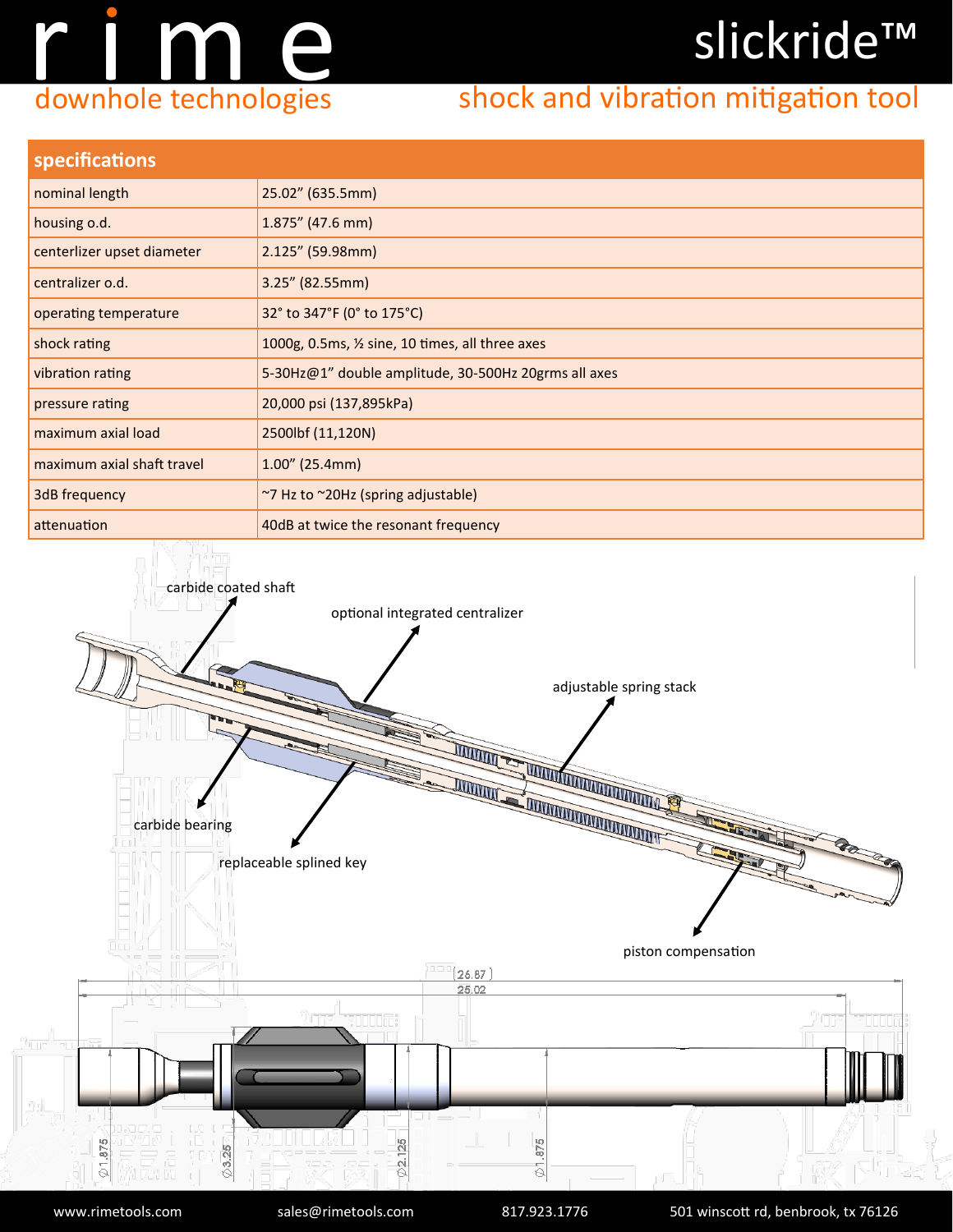# rime

downhole technologies

# slickride™

## shock and vibration mitigation tool

| specifications | |
|---|---|
| nominal length | 25.02" (635.5mm) |
| housing o.d. | 1.875" (47.6 mm) |
| centerlizer upset diameter | 2.125" (59.98mm) |
| centralizer o.d. | 3.25" (82.55mm) |
| operating temperature | 32° to 347°F (0° to 175°C) |
| shock rating | 1000g, 0.5ms, ½ sine, 10 times, all three axes |
| vibration rating | 5-30Hz@1" double amplitude, 30-500Hz 20grms all axes |
| pressure rating | 20,000 psi (137,895kPa) |
| maximum axial load | 2500lbf (11,120N) |
| maximum axial shaft travel | 1.00" (25.4mm) |
| 3dB frequency | ~7 Hz to ~20Hz (spring adjustable) |
| attenuation | 40dB at twice the resonant frequency |

carbide coated shaft

optional integrated centralizer

adjustable spring stack

carbide bearing

replaceable splined key

piston compensation

26.87

25.02

∅1.875

∅3.25

∅2.125

∅1.875

www.rimetools.com sales@rimetools.com 817.923.1776 501 winscott rd, benbrook, tx 76126